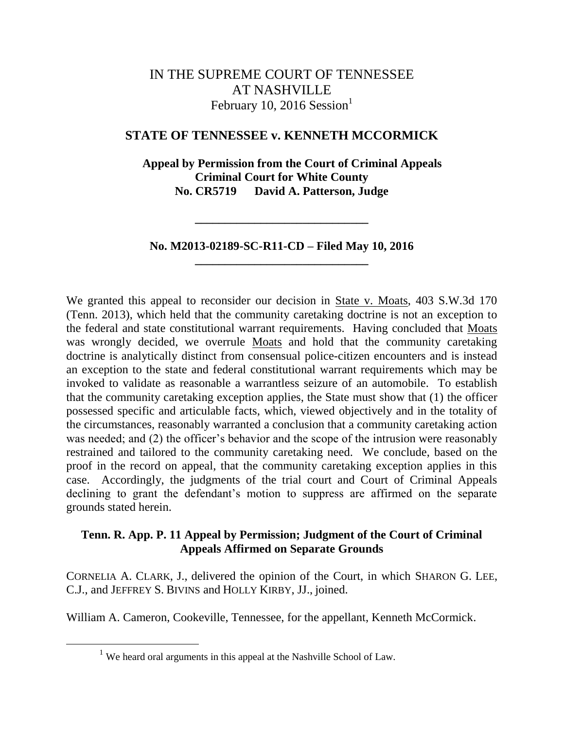# IN THE SUPREME COURT OF TENNESSEE AT NASHVILLE

February 10, 2016 Session[1]

## STATE OF TENNESSEE v. KENNETH MCCORMICK

**Appeal by Permission from the Court of Criminal Appeals**
**Criminal Court for White County**
**No. CR5719 David A. Patterson, Judge**

---

**No. M2013-02189-SC-R11-CD – Filed May 10, 2016**

---

We granted this appeal to reconsider our decision in State v. Moats, 403 S.W.3d 170 (Tenn. 2013), which held that the community caretaking doctrine is not an exception to the federal and state constitutional warrant requirements. Having concluded that Moats was wrongly decided, we overrule Moats and hold that the community caretaking doctrine is analytically distinct from consensual police-citizen encounters and is instead an exception to the state and federal constitutional warrant requirements which may be invoked to validate as reasonable a warrantless seizure of an automobile. To establish that the community caretaking exception applies, the State must show that (1) the officer possessed specific and articulable facts, which, viewed objectively and in the totality of the circumstances, reasonably warranted a conclusion that a community caretaking action was needed; and (2) the officer's behavior and the scope of the intrusion were reasonably restrained and tailored to the community caretaking need. We conclude, based on the proof in the record on appeal, that the community caretaking exception applies in this case. Accordingly, the judgments of the trial court and Court of Criminal Appeals declining to grant the defendant's motion to suppress are affirmed on the separate grounds stated herein.

**Tenn. R. App. P. 11 Appeal by Permission; Judgment of the Court of Criminal Appeals Affirmed on Separate Grounds**

CORNELIA A. CLARK, J., delivered the opinion of the Court, in which SHARON G. LEE, C.J., and JEFFREY S. BIVINS and HOLLY KIRBY, JJ., joined.

William A. Cameron, Cookeville, Tennessee, for the appellant, Kenneth McCormick.

---

[1] We heard oral arguments in this appeal at the Nashville School of Law.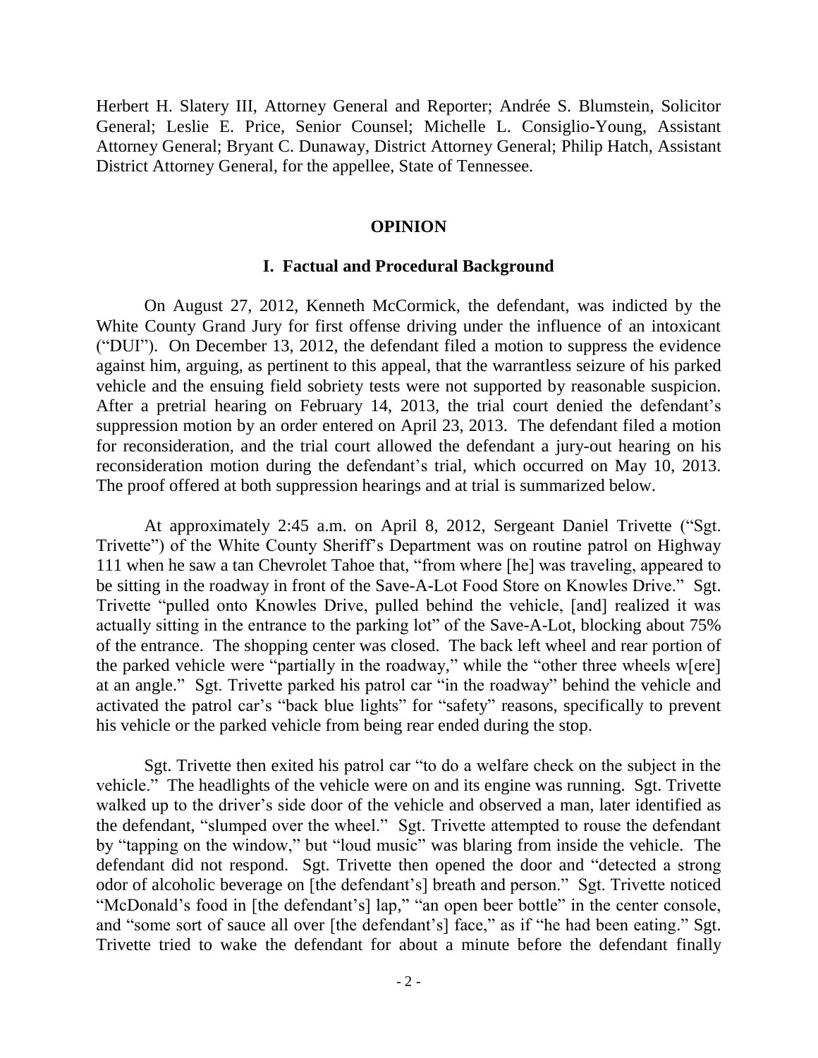Herbert H. Slatery III, Attorney General and Reporter; Andrée S. Blumstein, Solicitor General; Leslie E. Price, Senior Counsel; Michelle L. Consiglio-Young, Assistant Attorney General; Bryant C. Dunaway, District Attorney General; Philip Hatch, Assistant District Attorney General, for the appellee, State of Tennessee.

## OPINION

### I. Factual and Procedural Background

On August 27, 2012, Kenneth McCormick, the defendant, was indicted by the White County Grand Jury for first offense driving under the influence of an intoxicant ("DUI"). On December 13, 2012, the defendant filed a motion to suppress the evidence against him, arguing, as pertinent to this appeal, that the warrantless seizure of his parked vehicle and the ensuing field sobriety tests were not supported by reasonable suspicion. After a pretrial hearing on February 14, 2013, the trial court denied the defendant's suppression motion by an order entered on April 23, 2013. The defendant filed a motion for reconsideration, and the trial court allowed the defendant a jury-out hearing on his reconsideration motion during the defendant's trial, which occurred on May 10, 2013. The proof offered at both suppression hearings and at trial is summarized below.

At approximately 2:45 a.m. on April 8, 2012, Sergeant Daniel Trivette ("Sgt. Trivette") of the White County Sheriff's Department was on routine patrol on Highway 111 when he saw a tan Chevrolet Tahoe that, "from where [he] was traveling, appeared to be sitting in the roadway in front of the Save-A-Lot Food Store on Knowles Drive." Sgt. Trivette "pulled onto Knowles Drive, pulled behind the vehicle, [and] realized it was actually sitting in the entrance to the parking lot" of the Save-A-Lot, blocking about 75% of the entrance. The shopping center was closed. The back left wheel and rear portion of the parked vehicle were "partially in the roadway," while the "other three wheels w[ere] at an angle." Sgt. Trivette parked his patrol car "in the roadway" behind the vehicle and activated the patrol car's "back blue lights" for "safety" reasons, specifically to prevent his vehicle or the parked vehicle from being rear ended during the stop.

Sgt. Trivette then exited his patrol car "to do a welfare check on the subject in the vehicle." The headlights of the vehicle were on and its engine was running. Sgt. Trivette walked up to the driver's side door of the vehicle and observed a man, later identified as the defendant, "slumped over the wheel." Sgt. Trivette attempted to rouse the defendant by "tapping on the window," but "loud music" was blaring from inside the vehicle. The defendant did not respond. Sgt. Trivette then opened the door and "detected a strong odor of alcoholic beverage on [the defendant's] breath and person." Sgt. Trivette noticed "McDonald's food in [the defendant's] lap," "an open beer bottle" in the center console, and "some sort of sauce all over [the defendant's] face," as if "he had been eating." Sgt. Trivette tried to wake the defendant for about a minute before the defendant finally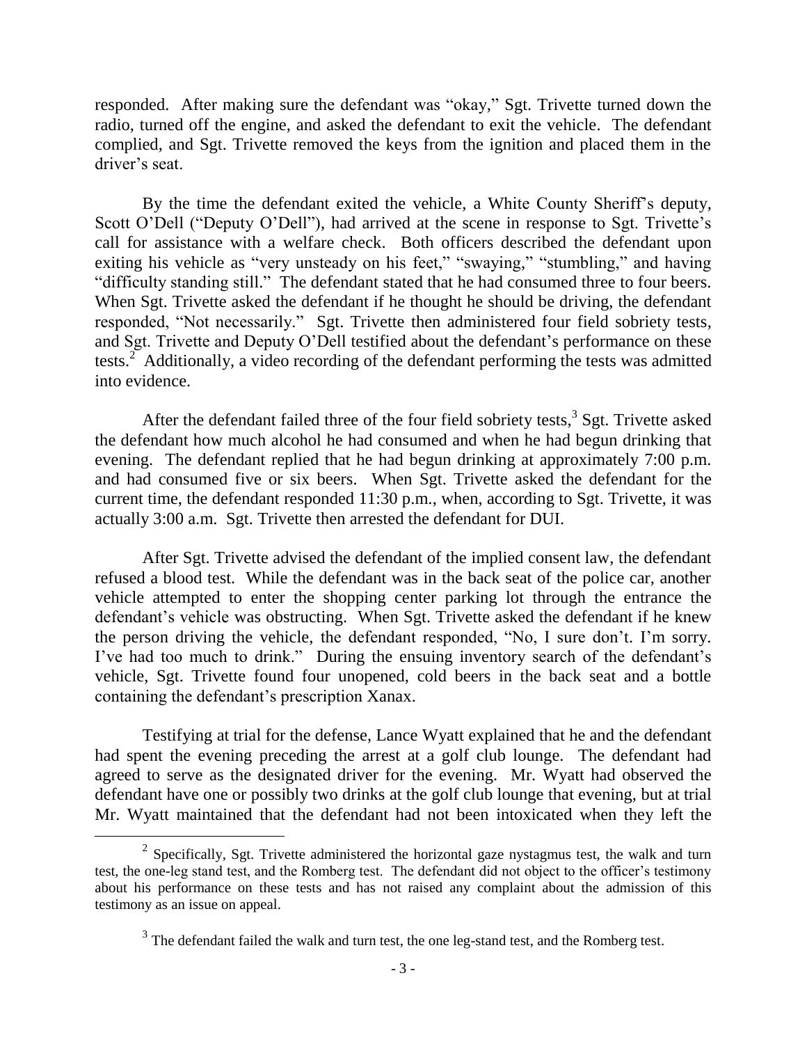responded. After making sure the defendant was "okay," Sgt. Trivette turned down the radio, turned off the engine, and asked the defendant to exit the vehicle. The defendant complied, and Sgt. Trivette removed the keys from the ignition and placed them in the driver's seat.

By the time the defendant exited the vehicle, a White County Sheriff's deputy, Scott O'Dell ("Deputy O'Dell"), had arrived at the scene in response to Sgt. Trivette's call for assistance with a welfare check. Both officers described the defendant upon exiting his vehicle as "very unsteady on his feet," "swaying," "stumbling," and having "difficulty standing still." The defendant stated that he had consumed three to four beers. When Sgt. Trivette asked the defendant if he thought he should be driving, the defendant responded, "Not necessarily." Sgt. Trivette then administered four field sobriety tests, and Sgt. Trivette and Deputy O'Dell testified about the defendant's performance on these tests.[2] Additionally, a video recording of the defendant performing the tests was admitted into evidence.

After the defendant failed three of the four field sobriety tests,[3] Sgt. Trivette asked the defendant how much alcohol he had consumed and when he had begun drinking that evening. The defendant replied that he had begun drinking at approximately 7:00 p.m. and had consumed five or six beers. When Sgt. Trivette asked the defendant for the current time, the defendant responded 11:30 p.m., when, according to Sgt. Trivette, it was actually 3:00 a.m. Sgt. Trivette then arrested the defendant for DUI.

After Sgt. Trivette advised the defendant of the implied consent law, the defendant refused a blood test. While the defendant was in the back seat of the police car, another vehicle attempted to enter the shopping center parking lot through the entrance the defendant's vehicle was obstructing. When Sgt. Trivette asked the defendant if he knew the person driving the vehicle, the defendant responded, "No, I sure don't. I'm sorry. I've had too much to drink." During the ensuing inventory search of the defendant's vehicle, Sgt. Trivette found four unopened, cold beers in the back seat and a bottle containing the defendant's prescription Xanax.

Testifying at trial for the defense, Lance Wyatt explained that he and the defendant had spent the evening preceding the arrest at a golf club lounge. The defendant had agreed to serve as the designated driver for the evening. Mr. Wyatt had observed the defendant have one or possibly two drinks at the golf club lounge that evening, but at trial Mr. Wyatt maintained that the defendant had not been intoxicated when they left the

---

[2] Specifically, Sgt. Trivette administered the horizontal gaze nystagmus test, the walk and turn test, the one-leg stand test, and the Romberg test. The defendant did not object to the officer's testimony about his performance on these tests and has not raised any complaint about the admission of this testimony as an issue on appeal.

[3] The defendant failed the walk and turn test, the one leg-stand test, and the Romberg test.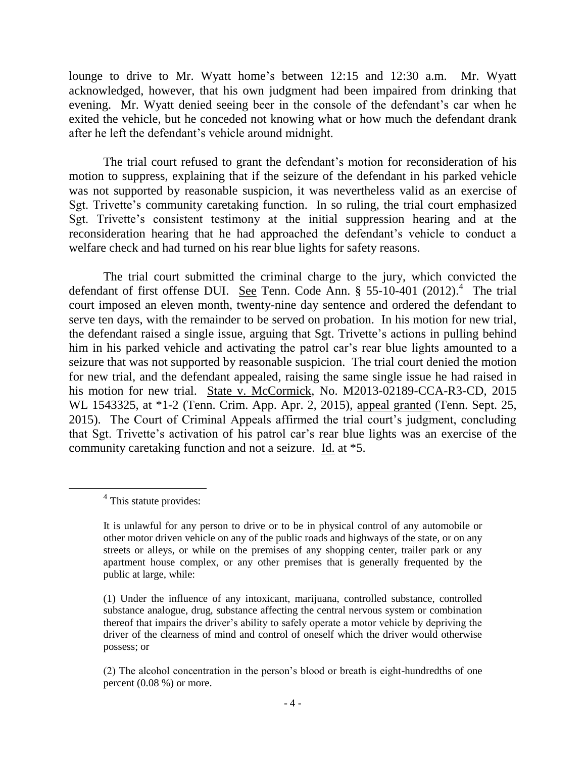lounge to drive to Mr. Wyatt home's between 12:15 and 12:30 a.m. Mr. Wyatt acknowledged, however, that his own judgment had been impaired from drinking that evening. Mr. Wyatt denied seeing beer in the console of the defendant's car when he exited the vehicle, but he conceded not knowing what or how much the defendant drank after he left the defendant's vehicle around midnight.

The trial court refused to grant the defendant's motion for reconsideration of his motion to suppress, explaining that if the seizure of the defendant in his parked vehicle was not supported by reasonable suspicion, it was nevertheless valid as an exercise of Sgt. Trivette's community caretaking function. In so ruling, the trial court emphasized Sgt. Trivette's consistent testimony at the initial suppression hearing and at the reconsideration hearing that he had approached the defendant's vehicle to conduct a welfare check and had turned on his rear blue lights for safety reasons.

The trial court submitted the criminal charge to the jury, which convicted the defendant of first offense DUI. See Tenn. Code Ann. § 55-10-401 (2012).[4] The trial court imposed an eleven month, twenty-nine day sentence and ordered the defendant to serve ten days, with the remainder to be served on probation. In his motion for new trial, the defendant raised a single issue, arguing that Sgt. Trivette's actions in pulling behind him in his parked vehicle and activating the patrol car's rear blue lights amounted to a seizure that was not supported by reasonable suspicion. The trial court denied the motion for new trial, and the defendant appealed, raising the same single issue he had raised in his motion for new trial. State v. McCormick, No. M2013-02189-CCA-R3-CD, 2015 WL 1543325, at *1-2 (Tenn. Crim. App. Apr. 2, 2015), appeal granted (Tenn. Sept. 25, 2015). The Court of Criminal Appeals affirmed the trial court's judgment, concluding that Sgt. Trivette's activation of his patrol car's rear blue lights was an exercise of the community caretaking function and not a seizure. Id. at *5.

---

[4] This statute provides:

> It is unlawful for any person to drive or to be in physical control of any automobile or other motor driven vehicle on any of the public roads and highways of the state, or on any streets or alleys, or while on the premises of any shopping center, trailer park or any apartment house complex, or any other premises that is generally frequented by the public at large, while:
>
> (1) Under the influence of any intoxicant, marijuana, controlled substance, controlled substance analogue, drug, substance affecting the central nervous system or combination thereof that impairs the driver's ability to safely operate a motor vehicle by depriving the driver of the clearness of mind and control of oneself which the driver would otherwise possess; or
>
> (2) The alcohol concentration in the person's blood or breath is eight-hundredths of one percent (0.08 %) or more.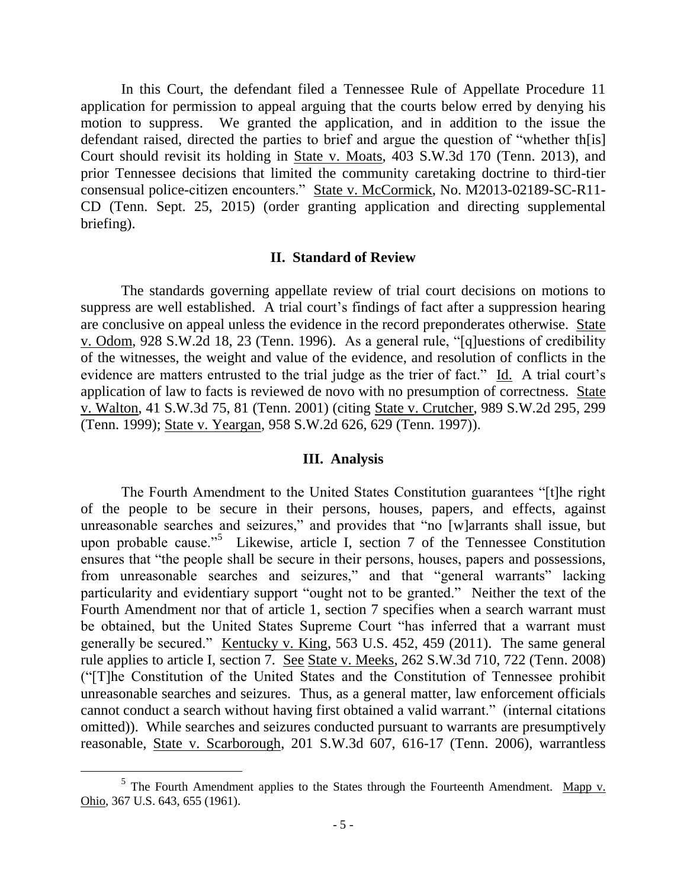In this Court, the defendant filed a Tennessee Rule of Appellate Procedure 11 application for permission to appeal arguing that the courts below erred by denying his motion to suppress. We granted the application, and in addition to the issue the defendant raised, directed the parties to brief and argue the question of "whether th[is] Court should revisit its holding in State v. Moats, 403 S.W.3d 170 (Tenn. 2013), and prior Tennessee decisions that limited the community caretaking doctrine to third-tier consensual police-citizen encounters." State v. McCormick, No. M2013-02189-SC-R11-CD (Tenn. Sept. 25, 2015) (order granting application and directing supplemental briefing).

## II. Standard of Review

The standards governing appellate review of trial court decisions on motions to suppress are well established. A trial court's findings of fact after a suppression hearing are conclusive on appeal unless the evidence in the record preponderates otherwise. State v. Odom, 928 S.W.2d 18, 23 (Tenn. 1996). As a general rule, "[q]uestions of credibility of the witnesses, the weight and value of the evidence, and resolution of conflicts in the evidence are matters entrusted to the trial judge as the trier of fact." Id. A trial court's application of law to facts is reviewed de novo with no presumption of correctness. State v. Walton, 41 S.W.3d 75, 81 (Tenn. 2001) (citing State v. Crutcher, 989 S.W.2d 295, 299 (Tenn. 1999); State v. Yeargan, 958 S.W.2d 626, 629 (Tenn. 1997)).

## III. Analysis

The Fourth Amendment to the United States Constitution guarantees "[t]he right of the people to be secure in their persons, houses, papers, and effects, against unreasonable searches and seizures," and provides that "no [w]arrants shall issue, but upon probable cause."[5] Likewise, article I, section 7 of the Tennessee Constitution ensures that "the people shall be secure in their persons, houses, papers and possessions, from unreasonable searches and seizures," and that "general warrants" lacking particularity and evidentiary support "ought not to be granted." Neither the text of the Fourth Amendment nor that of article 1, section 7 specifies when a search warrant must be obtained, but the United States Supreme Court "has inferred that a warrant must generally be secured." Kentucky v. King, 563 U.S. 452, 459 (2011). The same general rule applies to article I, section 7. See State v. Meeks, 262 S.W.3d 710, 722 (Tenn. 2008) ("[T]he Constitution of the United States and the Constitution of Tennessee prohibit unreasonable searches and seizures. Thus, as a general matter, law enforcement officials cannot conduct a search without having first obtained a valid warrant." (internal citations omitted)). While searches and seizures conducted pursuant to warrants are presumptively reasonable, State v. Scarborough, 201 S.W.3d 607, 616-17 (Tenn. 2006), warrantless

---

[5] The Fourth Amendment applies to the States through the Fourteenth Amendment. Mapp v. Ohio, 367 U.S. 643, 655 (1961).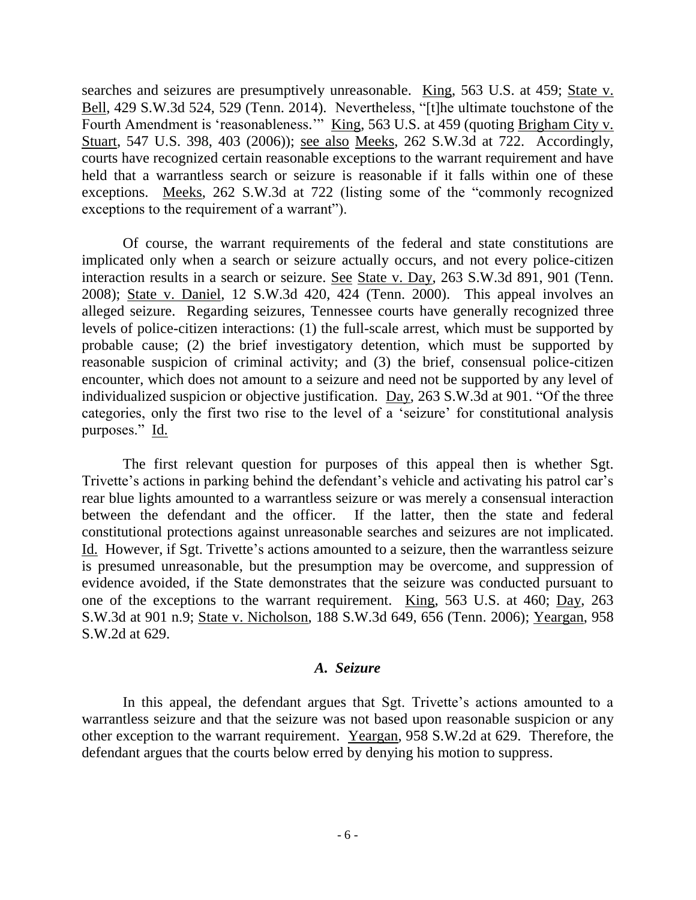searches and seizures are presumptively unreasonable. King, 563 U.S. at 459; State v. Bell, 429 S.W.3d 524, 529 (Tenn. 2014). Nevertheless, "[t]he ultimate touchstone of the Fourth Amendment is 'reasonableness.'" King, 563 U.S. at 459 (quoting Brigham City v. Stuart, 547 U.S. 398, 403 (2006)); see also Meeks, 262 S.W.3d at 722. Accordingly, courts have recognized certain reasonable exceptions to the warrant requirement and have held that a warrantless search or seizure is reasonable if it falls within one of these exceptions. Meeks, 262 S.W.3d at 722 (listing some of the "commonly recognized exceptions to the requirement of a warrant").

Of course, the warrant requirements of the federal and state constitutions are implicated only when a search or seizure actually occurs, and not every police-citizen interaction results in a search or seizure. See State v. Day, 263 S.W.3d 891, 901 (Tenn. 2008); State v. Daniel, 12 S.W.3d 420, 424 (Tenn. 2000). This appeal involves an alleged seizure. Regarding seizures, Tennessee courts have generally recognized three levels of police-citizen interactions: (1) the full-scale arrest, which must be supported by probable cause; (2) the brief investigatory detention, which must be supported by reasonable suspicion of criminal activity; and (3) the brief, consensual police-citizen encounter, which does not amount to a seizure and need not be supported by any level of individualized suspicion or objective justification. Day, 263 S.W.3d at 901. "Of the three categories, only the first two rise to the level of a 'seizure' for constitutional analysis purposes." Id.

The first relevant question for purposes of this appeal then is whether Sgt. Trivette's actions in parking behind the defendant's vehicle and activating his patrol car's rear blue lights amounted to a warrantless seizure or was merely a consensual interaction between the defendant and the officer. If the latter, then the state and federal constitutional protections against unreasonable searches and seizures are not implicated. Id. However, if Sgt. Trivette's actions amounted to a seizure, then the warrantless seizure is presumed unreasonable, but the presumption may be overcome, and suppression of evidence avoided, if the State demonstrates that the seizure was conducted pursuant to one of the exceptions to the warrant requirement. King, 563 U.S. at 460; Day, 263 S.W.3d at 901 n.9; State v. Nicholson, 188 S.W.3d 649, 656 (Tenn. 2006); Yeargan, 958 S.W.2d at 629.

### *A. Seizure*

In this appeal, the defendant argues that Sgt. Trivette's actions amounted to a warrantless seizure and that the seizure was not based upon reasonable suspicion or any other exception to the warrant requirement. Yeargan, 958 S.W.2d at 629. Therefore, the defendant argues that the courts below erred by denying his motion to suppress.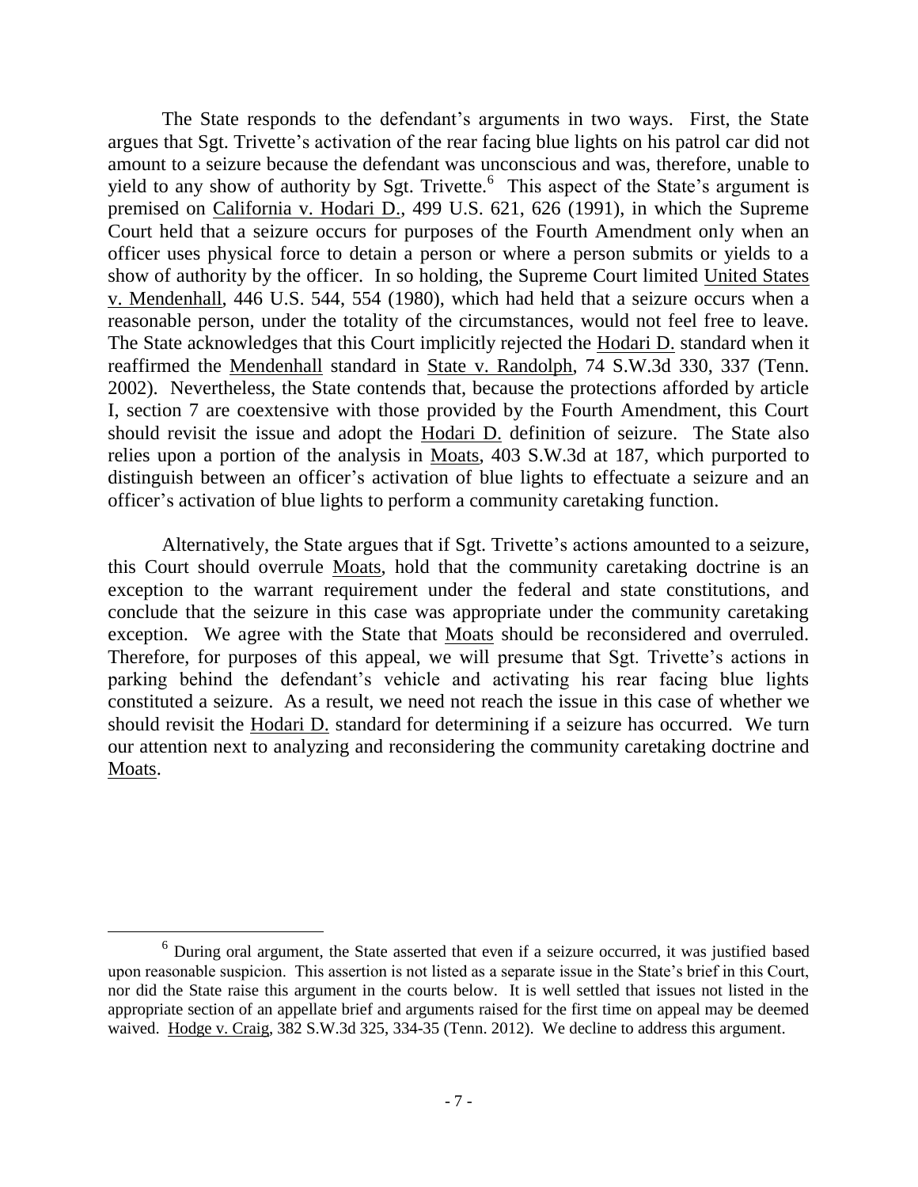The State responds to the defendant's arguments in two ways. First, the State argues that Sgt. Trivette's activation of the rear facing blue lights on his patrol car did not amount to a seizure because the defendant was unconscious and was, therefore, unable to yield to any show of authority by Sgt. Trivette.[6] This aspect of the State's argument is premised on California v. Hodari D., 499 U.S. 621, 626 (1991), in which the Supreme Court held that a seizure occurs for purposes of the Fourth Amendment only when an officer uses physical force to detain a person or where a person submits or yields to a show of authority by the officer. In so holding, the Supreme Court limited United States v. Mendenhall, 446 U.S. 544, 554 (1980), which had held that a seizure occurs when a reasonable person, under the totality of the circumstances, would not feel free to leave. The State acknowledges that this Court implicitly rejected the Hodari D. standard when it reaffirmed the Mendenhall standard in State v. Randolph, 74 S.W.3d 330, 337 (Tenn. 2002). Nevertheless, the State contends that, because the protections afforded by article I, section 7 are coextensive with those provided by the Fourth Amendment, this Court should revisit the issue and adopt the Hodari D. definition of seizure. The State also relies upon a portion of the analysis in Moats, 403 S.W.3d at 187, which purported to distinguish between an officer's activation of blue lights to effectuate a seizure and an officer's activation of blue lights to perform a community caretaking function.

Alternatively, the State argues that if Sgt. Trivette's actions amounted to a seizure, this Court should overrule Moats, hold that the community caretaking doctrine is an exception to the warrant requirement under the federal and state constitutions, and conclude that the seizure in this case was appropriate under the community caretaking exception. We agree with the State that Moats should be reconsidered and overruled. Therefore, for purposes of this appeal, we will presume that Sgt. Trivette's actions in parking behind the defendant's vehicle and activating his rear facing blue lights constituted a seizure. As a result, we need not reach the issue in this case of whether we should revisit the Hodari D. standard for determining if a seizure has occurred. We turn our attention next to analyzing and reconsidering the community caretaking doctrine and Moats.

---

[6] During oral argument, the State asserted that even if a seizure occurred, it was justified based upon reasonable suspicion. This assertion is not listed as a separate issue in the State's brief in this Court, nor did the State raise this argument in the courts below. It is well settled that issues not listed in the appropriate section of an appellate brief and arguments raised for the first time on appeal may be deemed waived. Hodge v. Craig, 382 S.W.3d 325, 334-35 (Tenn. 2012). We decline to address this argument.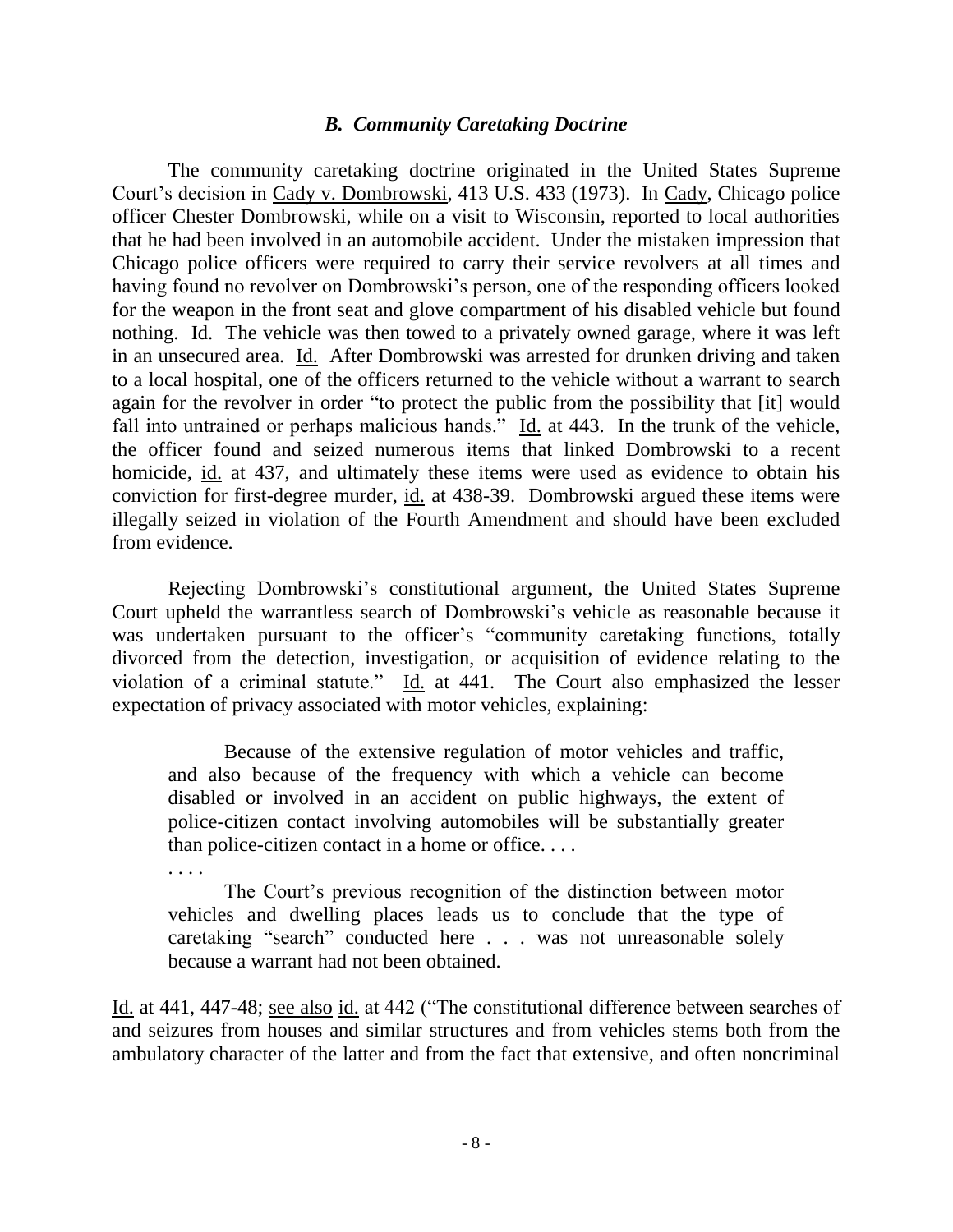### *B. Community Caretaking Doctrine*

The community caretaking doctrine originated in the United States Supreme Court's decision in Cady v. Dombrowski, 413 U.S. 433 (1973). In Cady, Chicago police officer Chester Dombrowski, while on a visit to Wisconsin, reported to local authorities that he had been involved in an automobile accident. Under the mistaken impression that Chicago police officers were required to carry their service revolvers at all times and having found no revolver on Dombrowski's person, one of the responding officers looked for the weapon in the front seat and glove compartment of his disabled vehicle but found nothing. Id. The vehicle was then towed to a privately owned garage, where it was left in an unsecured area. Id. After Dombrowski was arrested for drunken driving and taken to a local hospital, one of the officers returned to the vehicle without a warrant to search again for the revolver in order "to protect the public from the possibility that [it] would fall into untrained or perhaps malicious hands." Id. at 443. In the trunk of the vehicle, the officer found and seized numerous items that linked Dombrowski to a recent homicide, id. at 437, and ultimately these items were used as evidence to obtain his conviction for first-degree murder, id. at 438-39. Dombrowski argued these items were illegally seized in violation of the Fourth Amendment and should have been excluded from evidence.

Rejecting Dombrowski's constitutional argument, the United States Supreme Court upheld the warrantless search of Dombrowski's vehicle as reasonable because it was undertaken pursuant to the officer's "community caretaking functions, totally divorced from the detection, investigation, or acquisition of evidence relating to the violation of a criminal statute." Id. at 441. The Court also emphasized the lesser expectation of privacy associated with motor vehicles, explaining:

> Because of the extensive regulation of motor vehicles and traffic, and also because of the frequency with which a vehicle can become disabled or involved in an accident on public highways, the extent of police-citizen contact involving automobiles will be substantially greater than police-citizen contact in a home or office. . . .
>
> . . . .
>
> The Court's previous recognition of the distinction between motor vehicles and dwelling places leads us to conclude that the type of caretaking "search" conducted here . . . was not unreasonable solely because a warrant had not been obtained.

Id. at 441, 447-48; see also id. at 442 ("The constitutional difference between searches of and seizures from houses and similar structures and from vehicles stems both from the ambulatory character of the latter and from the fact that extensive, and often noncriminal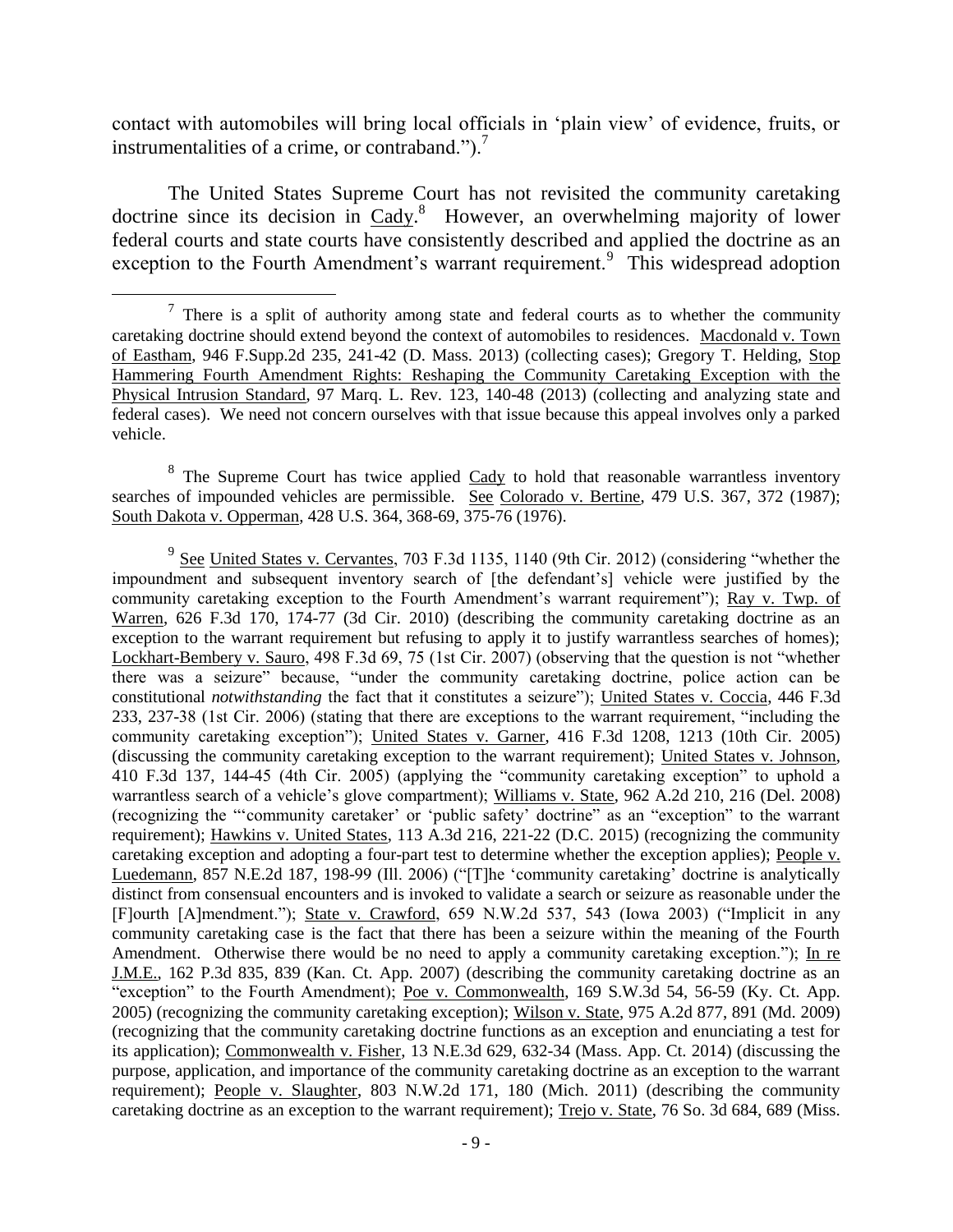contact with automobiles will bring local officials in 'plain view' of evidence, fruits, or instrumentalities of a crime, or contraband.").[7]

The United States Supreme Court has not revisited the community caretaking doctrine since its decision in Cady.[8] However, an overwhelming majority of lower federal courts and state courts have consistently described and applied the doctrine as an exception to the Fourth Amendment's warrant requirement.[9] This widespread adoption

---

[7] There is a split of authority among state and federal courts as to whether the community caretaking doctrine should extend beyond the context of automobiles to residences. Macdonald v. Town of Eastham, 946 F.Supp.2d 235, 241-42 (D. Mass. 2013) (collecting cases); Gregory T. Helding, Stop Hammering Fourth Amendment Rights: Reshaping the Community Caretaking Exception with the Physical Intrusion Standard, 97 Marq. L. Rev. 123, 140-48 (2013) (collecting and analyzing state and federal cases). We need not concern ourselves with that issue because this appeal involves only a parked vehicle.

[8] The Supreme Court has twice applied Cady to hold that reasonable warrantless inventory searches of impounded vehicles are permissible. See Colorado v. Bertine, 479 U.S. 367, 372 (1987); South Dakota v. Opperman, 428 U.S. 364, 368-69, 375-76 (1976).

[9] See United States v. Cervantes, 703 F.3d 1135, 1140 (9th Cir. 2012) (considering "whether the impoundment and subsequent inventory search of [the defendant's] vehicle were justified by the community caretaking exception to the Fourth Amendment's warrant requirement"); Ray v. Twp. of Warren, 626 F.3d 170, 174-77 (3d Cir. 2010) (describing the community caretaking doctrine as an exception to the warrant requirement but refusing to apply it to justify warrantless searches of homes); Lockhart-Bembery v. Sauro, 498 F.3d 69, 75 (1st Cir. 2007) (observing that the question is not "whether there was a seizure" because, "under the community caretaking doctrine, police action can be constitutional *notwithstanding* the fact that it constitutes a seizure"); United States v. Coccia, 446 F.3d 233, 237-38 (1st Cir. 2006) (stating that there are exceptions to the warrant requirement, "including the community caretaking exception"); United States v. Garner, 416 F.3d 1208, 1213 (10th Cir. 2005) (discussing the community caretaking exception to the warrant requirement); United States v. Johnson, 410 F.3d 137, 144-45 (4th Cir. 2005) (applying the "community caretaking exception" to uphold a warrantless search of a vehicle's glove compartment); Williams v. State, 962 A.2d 210, 216 (Del. 2008) (recognizing the "'community caretaker' or 'public safety' doctrine" as an "exception" to the warrant requirement); Hawkins v. United States, 113 A.3d 216, 221-22 (D.C. 2015) (recognizing the community caretaking exception and adopting a four-part test to determine whether the exception applies); People v. Luedemann, 857 N.E.2d 187, 198-99 (Ill. 2006) ("[T]he 'community caretaking' doctrine is analytically distinct from consensual encounters and is invoked to validate a search or seizure as reasonable under the [F]ourth [A]mendment."); State v. Crawford, 659 N.W.2d 537, 543 (Iowa 2003) ("Implicit in any community caretaking case is the fact that there has been a seizure within the meaning of the Fourth Amendment. Otherwise there would be no need to apply a community caretaking exception."); In re J.M.E., 162 P.3d 835, 839 (Kan. Ct. App. 2007) (describing the community caretaking doctrine as an "exception" to the Fourth Amendment); Poe v. Commonwealth, 169 S.W.3d 54, 56-59 (Ky. Ct. App. 2005) (recognizing the community caretaking exception); Wilson v. State, 975 A.2d 877, 891 (Md. 2009) (recognizing that the community caretaking doctrine functions as an exception and enunciating a test for its application); Commonwealth v. Fisher, 13 N.E.3d 629, 632-34 (Mass. App. Ct. 2014) (discussing the purpose, application, and importance of the community caretaking doctrine as an exception to the warrant requirement); People v. Slaughter, 803 N.W.2d 171, 180 (Mich. 2011) (describing the community caretaking doctrine as an exception to the warrant requirement); Trejo v. State, 76 So. 3d 684, 689 (Miss.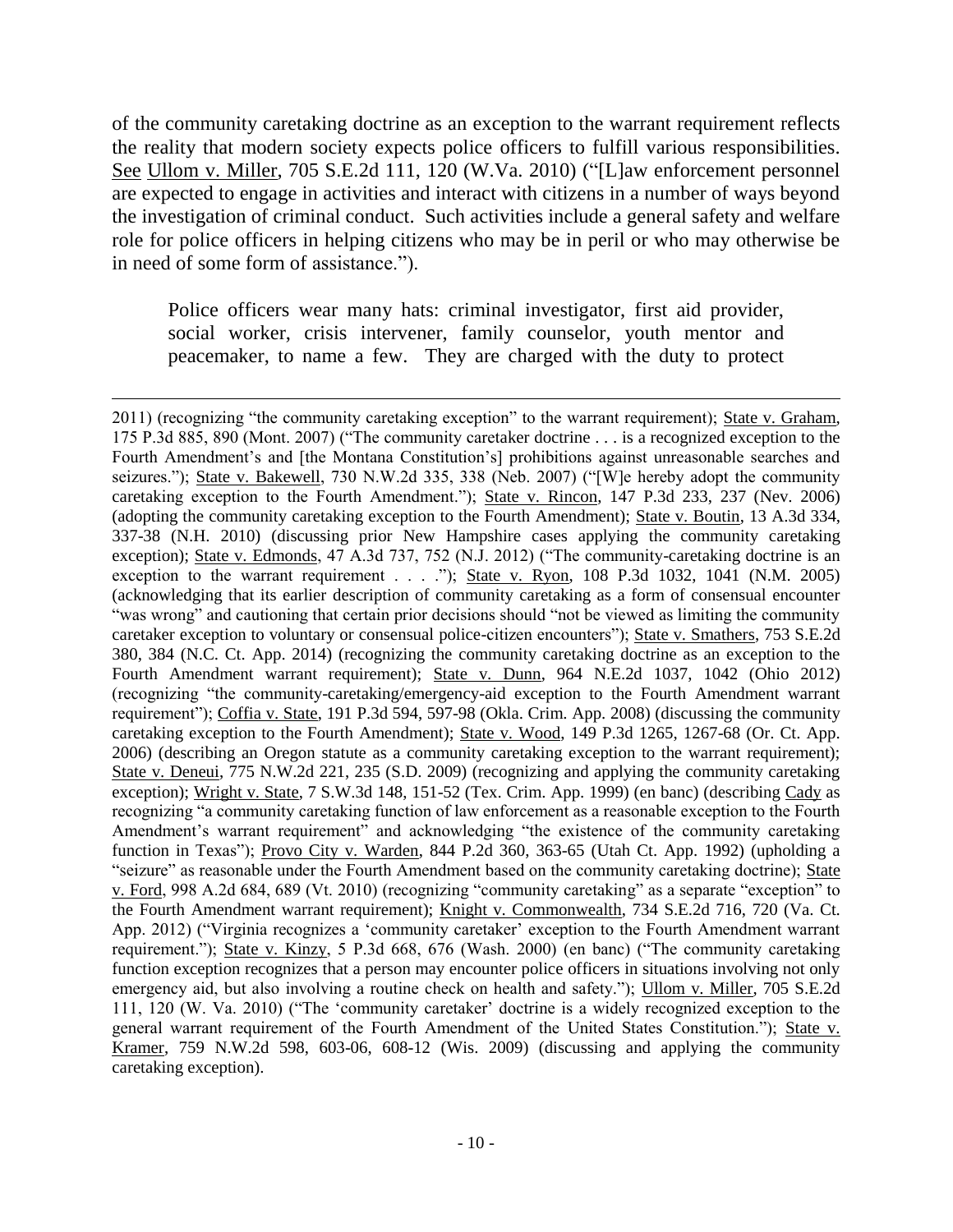of the community caretaking doctrine as an exception to the warrant requirement reflects the reality that modern society expects police officers to fulfill various responsibilities. See Ullom v. Miller, 705 S.E.2d 111, 120 (W.Va. 2010) ("[L]aw enforcement personnel are expected to engage in activities and interact with citizens in a number of ways beyond the investigation of criminal conduct. Such activities include a general safety and welfare role for police officers in helping citizens who may be in peril or who may otherwise be in need of some form of assistance.").

> Police officers wear many hats: criminal investigator, first aid provider, social worker, crisis intervener, family counselor, youth mentor and peacemaker, to name a few. They are charged with the duty to protect

---

2011) (recognizing "the community caretaking exception" to the warrant requirement); State v. Graham, 175 P.3d 885, 890 (Mont. 2007) ("The community caretaker doctrine . . . is a recognized exception to the Fourth Amendment's and [the Montana Constitution's] prohibitions against unreasonable searches and seizures."); State v. Bakewell, 730 N.W.2d 335, 338 (Neb. 2007) ("[W]e hereby adopt the community caretaking exception to the Fourth Amendment."); State v. Rincon, 147 P.3d 233, 237 (Nev. 2006) (adopting the community caretaking exception to the Fourth Amendment); State v. Boutin, 13 A.3d 334, 337-38 (N.H. 2010) (discussing prior New Hampshire cases applying the community caretaking exception); State v. Edmonds, 47 A.3d 737, 752 (N.J. 2012) ("The community-caretaking doctrine is an exception to the warrant requirement . . . ."); State v. Ryon, 108 P.3d 1032, 1041 (N.M. 2005) (acknowledging that its earlier description of community caretaking as a form of consensual encounter "was wrong" and cautioning that certain prior decisions should "not be viewed as limiting the community caretaker exception to voluntary or consensual police-citizen encounters"); State v. Smathers, 753 S.E.2d 380, 384 (N.C. Ct. App. 2014) (recognizing the community caretaking doctrine as an exception to the Fourth Amendment warrant requirement); State v. Dunn, 964 N.E.2d 1037, 1042 (Ohio 2012) (recognizing "the community-caretaking/emergency-aid exception to the Fourth Amendment warrant requirement"); Coffia v. State, 191 P.3d 594, 597-98 (Okla. Crim. App. 2008) (discussing the community caretaking exception to the Fourth Amendment); State v. Wood, 149 P.3d 1265, 1267-68 (Or. Ct. App. 2006) (describing an Oregon statute as a community caretaking exception to the warrant requirement); State v. Deneui, 775 N.W.2d 221, 235 (S.D. 2009) (recognizing and applying the community caretaking exception); Wright v. State, 7 S.W.3d 148, 151-52 (Tex. Crim. App. 1999) (en banc) (describing Cady as recognizing "a community caretaking function of law enforcement as a reasonable exception to the Fourth Amendment's warrant requirement" and acknowledging "the existence of the community caretaking function in Texas"); Provo City v. Warden, 844 P.2d 360, 363-65 (Utah Ct. App. 1992) (upholding a "seizure" as reasonable under the Fourth Amendment based on the community caretaking doctrine); State v. Ford, 998 A.2d 684, 689 (Vt. 2010) (recognizing "community caretaking" as a separate "exception" to the Fourth Amendment warrant requirement); Knight v. Commonwealth, 734 S.E.2d 716, 720 (Va. Ct. App. 2012) ("Virginia recognizes a 'community caretaker' exception to the Fourth Amendment warrant requirement."); State v. Kinzy, 5 P.3d 668, 676 (Wash. 2000) (en banc) ("The community caretaking function exception recognizes that a person may encounter police officers in situations involving not only emergency aid, but also involving a routine check on health and safety."); Ullom v. Miller, 705 S.E.2d 111, 120 (W. Va. 2010) ("The 'community caretaker' doctrine is a widely recognized exception to the general warrant requirement of the Fourth Amendment of the United States Constitution."); State v. Kramer, 759 N.W.2d 598, 603-06, 608-12 (Wis. 2009) (discussing and applying the community caretaking exception).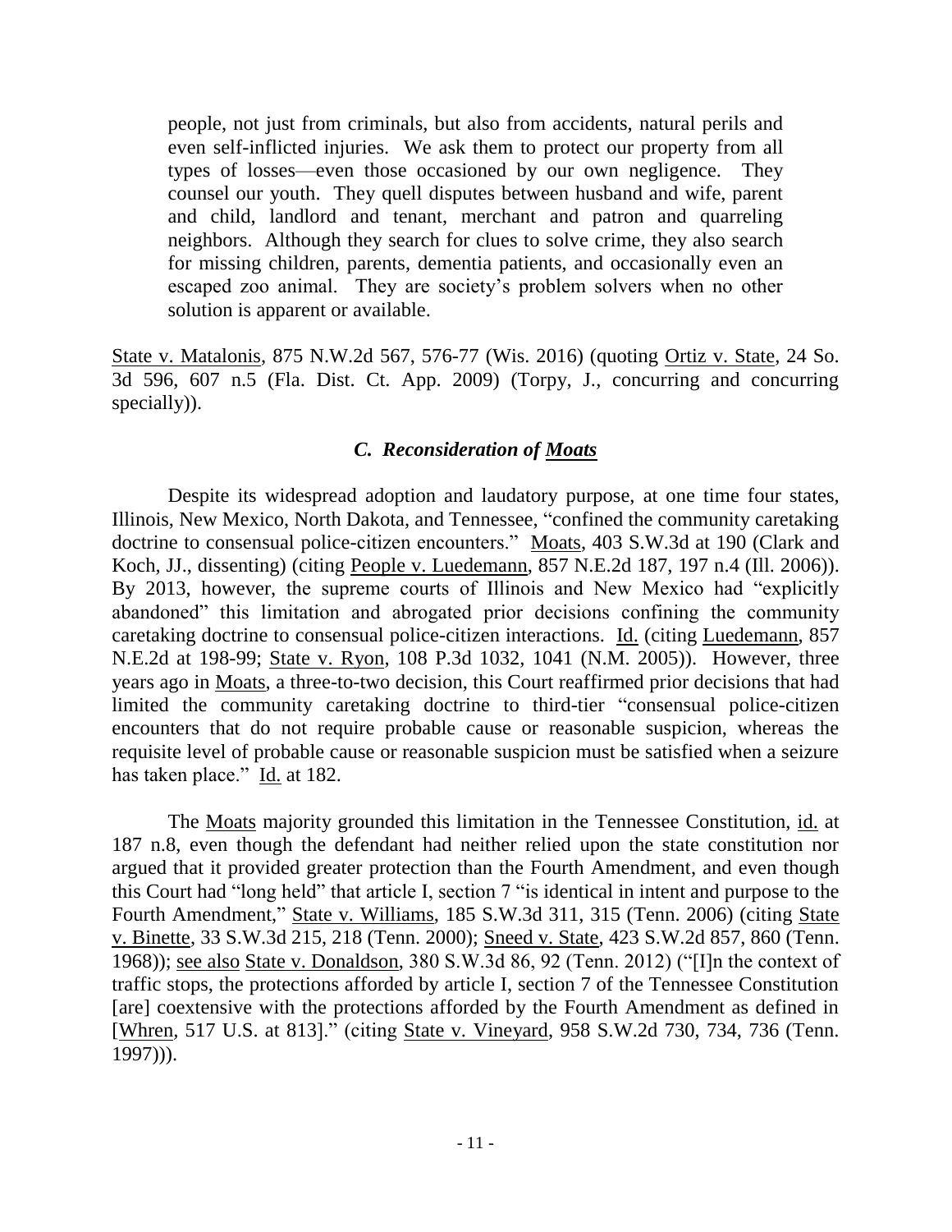> people, not just from criminals, but also from accidents, natural perils and even self-inflicted injuries. We ask them to protect our property from all types of losses—even those occasioned by our own negligence. They counsel our youth. They quell disputes between husband and wife, parent and child, landlord and tenant, merchant and patron and quarreling neighbors. Although they search for clues to solve crime, they also search for missing children, parents, dementia patients, and occasionally even an escaped zoo animal. They are society's problem solvers when no other solution is apparent or available.

State v. Matalonis, 875 N.W.2d 567, 576-77 (Wis. 2016) (quoting Ortiz v. State, 24 So. 3d 596, 607 n.5 (Fla. Dist. Ct. App. 2009) (Torpy, J., concurring and concurring specially)).

### *C. Reconsideration of Moats*

Despite its widespread adoption and laudatory purpose, at one time four states, Illinois, New Mexico, North Dakota, and Tennessee, "confined the community caretaking doctrine to consensual police-citizen encounters." Moats, 403 S.W.3d at 190 (Clark and Koch, JJ., dissenting) (citing People v. Luedemann, 857 N.E.2d 187, 197 n.4 (Ill. 2006)). By 2013, however, the supreme courts of Illinois and New Mexico had "explicitly abandoned" this limitation and abrogated prior decisions confining the community caretaking doctrine to consensual police-citizen interactions. Id. (citing Luedemann, 857 N.E.2d at 198-99; State v. Ryon, 108 P.3d 1032, 1041 (N.M. 2005)). However, three years ago in Moats, a three-to-two decision, this Court reaffirmed prior decisions that had limited the community caretaking doctrine to third-tier "consensual police-citizen encounters that do not require probable cause or reasonable suspicion, whereas the requisite level of probable cause or reasonable suspicion must be satisfied when a seizure has taken place." Id. at 182.

The Moats majority grounded this limitation in the Tennessee Constitution, id. at 187 n.8, even though the defendant had neither relied upon the state constitution nor argued that it provided greater protection than the Fourth Amendment, and even though this Court had "long held" that article I, section 7 "is identical in intent and purpose to the Fourth Amendment," State v. Williams, 185 S.W.3d 311, 315 (Tenn. 2006) (citing State v. Binette, 33 S.W.3d 215, 218 (Tenn. 2000); Sneed v. State, 423 S.W.2d 857, 860 (Tenn. 1968)); see also State v. Donaldson, 380 S.W.3d 86, 92 (Tenn. 2012) ("[I]n the context of traffic stops, the protections afforded by article I, section 7 of the Tennessee Constitution [are] coextensive with the protections afforded by the Fourth Amendment as defined in [Whren, 517 U.S. at 813]." (citing State v. Vineyard, 958 S.W.2d 730, 734, 736 (Tenn. 1997))).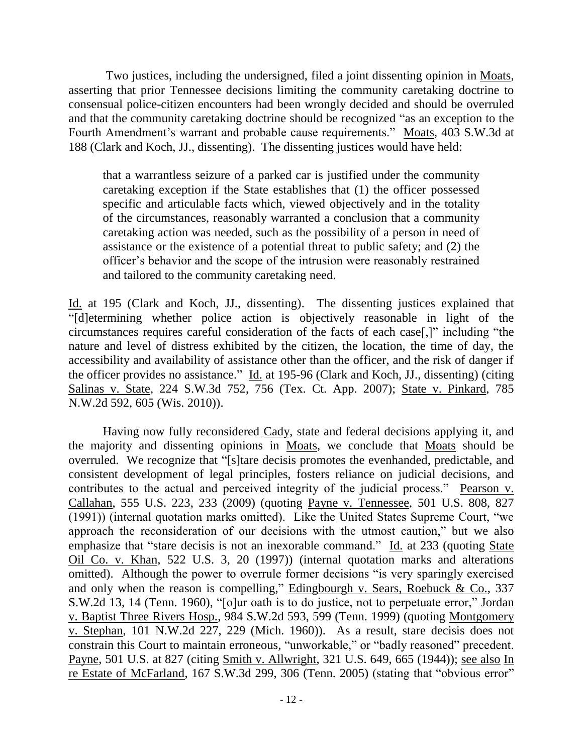Two justices, including the undersigned, filed a joint dissenting opinion in Moats, asserting that prior Tennessee decisions limiting the community caretaking doctrine to consensual police-citizen encounters had been wrongly decided and should be overruled and that the community caretaking doctrine should be recognized "as an exception to the Fourth Amendment's warrant and probable cause requirements." Moats, 403 S.W.3d at 188 (Clark and Koch, JJ., dissenting). The dissenting justices would have held:

> that a warrantless seizure of a parked car is justified under the community caretaking exception if the State establishes that (1) the officer possessed specific and articulable facts which, viewed objectively and in the totality of the circumstances, reasonably warranted a conclusion that a community caretaking action was needed, such as the possibility of a person in need of assistance or the existence of a potential threat to public safety; and (2) the officer's behavior and the scope of the intrusion were reasonably restrained and tailored to the community caretaking need.

Id. at 195 (Clark and Koch, JJ., dissenting). The dissenting justices explained that "[d]etermining whether police action is objectively reasonable in light of the circumstances requires careful consideration of the facts of each case[,]" including "the nature and level of distress exhibited by the citizen, the location, the time of day, the accessibility and availability of assistance other than the officer, and the risk of danger if the officer provides no assistance." Id. at 195-96 (Clark and Koch, JJ., dissenting) (citing Salinas v. State, 224 S.W.3d 752, 756 (Tex. Ct. App. 2007); State v. Pinkard, 785 N.W.2d 592, 605 (Wis. 2010)).

Having now fully reconsidered Cady, state and federal decisions applying it, and the majority and dissenting opinions in Moats, we conclude that Moats should be overruled. We recognize that "[s]tare decisis promotes the evenhanded, predictable, and consistent development of legal principles, fosters reliance on judicial decisions, and contributes to the actual and perceived integrity of the judicial process." Pearson v. Callahan, 555 U.S. 223, 233 (2009) (quoting Payne v. Tennessee, 501 U.S. 808, 827 (1991)) (internal quotation marks omitted). Like the United States Supreme Court, "we approach the reconsideration of our decisions with the utmost caution," but we also emphasize that "stare decisis is not an inexorable command." Id. at 233 (quoting State Oil Co. v. Khan, 522 U.S. 3, 20 (1997)) (internal quotation marks and alterations omitted). Although the power to overrule former decisions "is very sparingly exercised and only when the reason is compelling," Edingbourgh v. Sears, Roebuck & Co., 337 S.W.2d 13, 14 (Tenn. 1960), "[o]ur oath is to do justice, not to perpetuate error," Jordan v. Baptist Three Rivers Hosp., 984 S.W.2d 593, 599 (Tenn. 1999) (quoting Montgomery v. Stephan, 101 N.W.2d 227, 229 (Mich. 1960)). As a result, stare decisis does not constrain this Court to maintain erroneous, "unworkable," or "badly reasoned" precedent. Payne, 501 U.S. at 827 (citing Smith v. Allwright, 321 U.S. 649, 665 (1944)); see also In re Estate of McFarland, 167 S.W.3d 299, 306 (Tenn. 2005) (stating that "obvious error"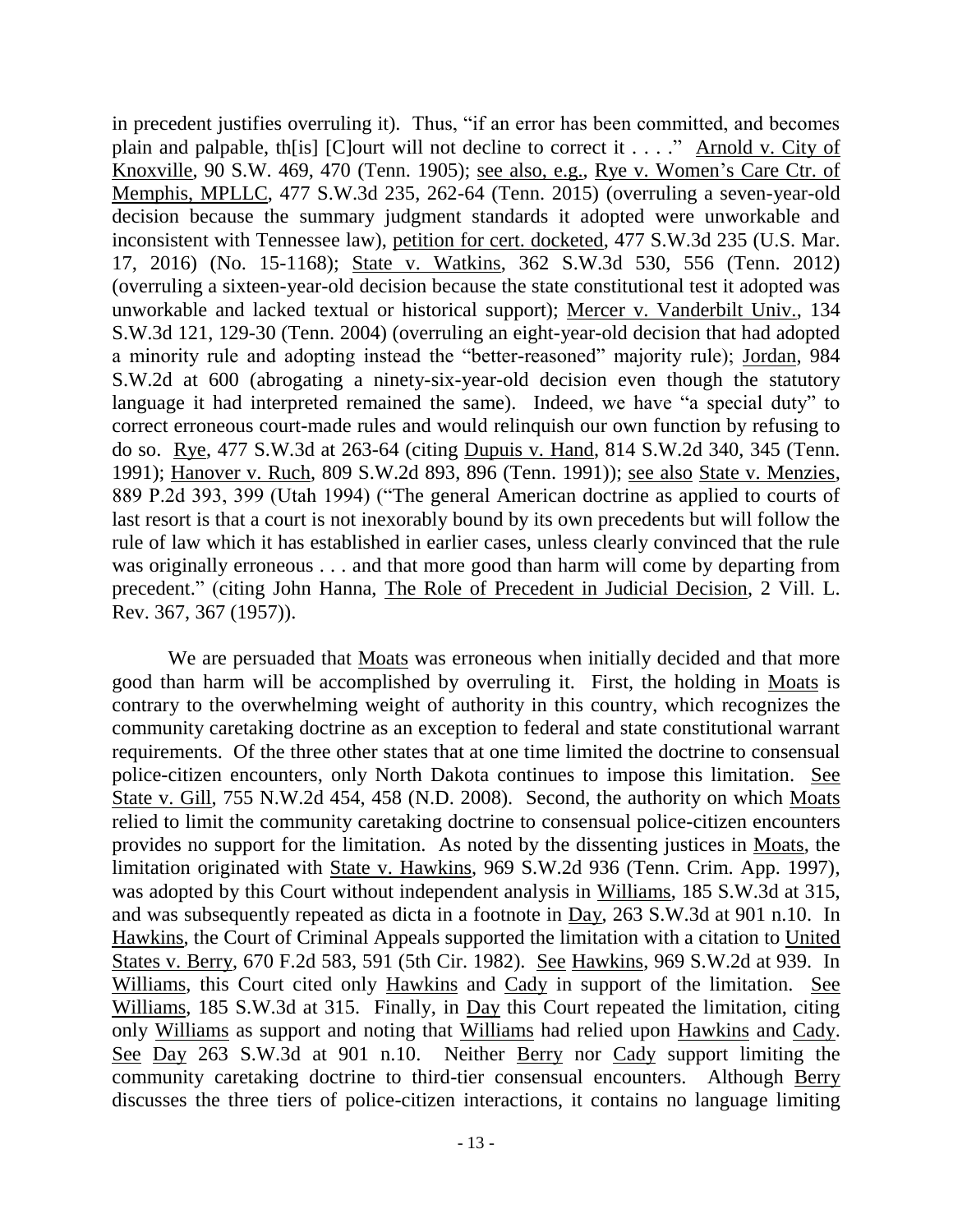in precedent justifies overruling it). Thus, "if an error has been committed, and becomes plain and palpable, th[is] [C]ourt will not decline to correct it . . . ." Arnold v. City of Knoxville, 90 S.W. 469, 470 (Tenn. 1905); see also, e.g., Rye v. Women's Care Ctr. of Memphis, MPLLC, 477 S.W.3d 235, 262-64 (Tenn. 2015) (overruling a seven-year-old decision because the summary judgment standards it adopted were unworkable and inconsistent with Tennessee law), petition for cert. docketed, 477 S.W.3d 235 (U.S. Mar. 17, 2016) (No. 15-1168); State v. Watkins, 362 S.W.3d 530, 556 (Tenn. 2012) (overruling a sixteen-year-old decision because the state constitutional test it adopted was unworkable and lacked textual or historical support); Mercer v. Vanderbilt Univ., 134 S.W.3d 121, 129-30 (Tenn. 2004) (overruling an eight-year-old decision that had adopted a minority rule and adopting instead the "better-reasoned" majority rule); Jordan, 984 S.W.2d at 600 (abrogating a ninety-six-year-old decision even though the statutory language it had interpreted remained the same). Indeed, we have "a special duty" to correct erroneous court-made rules and would relinquish our own function by refusing to do so. Rye, 477 S.W.3d at 263-64 (citing Dupuis v. Hand, 814 S.W.2d 340, 345 (Tenn. 1991); Hanover v. Ruch, 809 S.W.2d 893, 896 (Tenn. 1991)); see also State v. Menzies, 889 P.2d 393, 399 (Utah 1994) ("The general American doctrine as applied to courts of last resort is that a court is not inexorably bound by its own precedents but will follow the rule of law which it has established in earlier cases, unless clearly convinced that the rule was originally erroneous . . . and that more good than harm will come by departing from precedent." (citing John Hanna, The Role of Precedent in Judicial Decision, 2 Vill. L. Rev. 367, 367 (1957)).

We are persuaded that Moats was erroneous when initially decided and that more good than harm will be accomplished by overruling it. First, the holding in Moats is contrary to the overwhelming weight of authority in this country, which recognizes the community caretaking doctrine as an exception to federal and state constitutional warrant requirements. Of the three other states that at one time limited the doctrine to consensual police-citizen encounters, only North Dakota continues to impose this limitation. See State v. Gill, 755 N.W.2d 454, 458 (N.D. 2008). Second, the authority on which Moats relied to limit the community caretaking doctrine to consensual police-citizen encounters provides no support for the limitation. As noted by the dissenting justices in Moats, the limitation originated with State v. Hawkins, 969 S.W.2d 936 (Tenn. Crim. App. 1997), was adopted by this Court without independent analysis in Williams, 185 S.W.3d at 315, and was subsequently repeated as dicta in a footnote in Day, 263 S.W.3d at 901 n.10. In Hawkins, the Court of Criminal Appeals supported the limitation with a citation to United States v. Berry, 670 F.2d 583, 591 (5th Cir. 1982). See Hawkins, 969 S.W.2d at 939. In Williams, this Court cited only Hawkins and Cady in support of the limitation. See Williams, 185 S.W.3d at 315. Finally, in Day this Court repeated the limitation, citing only Williams as support and noting that Williams had relied upon Hawkins and Cady. See Day 263 S.W.3d at 901 n.10. Neither Berry nor Cady support limiting the community caretaking doctrine to third-tier consensual encounters. Although Berry discusses the three tiers of police-citizen interactions, it contains no language limiting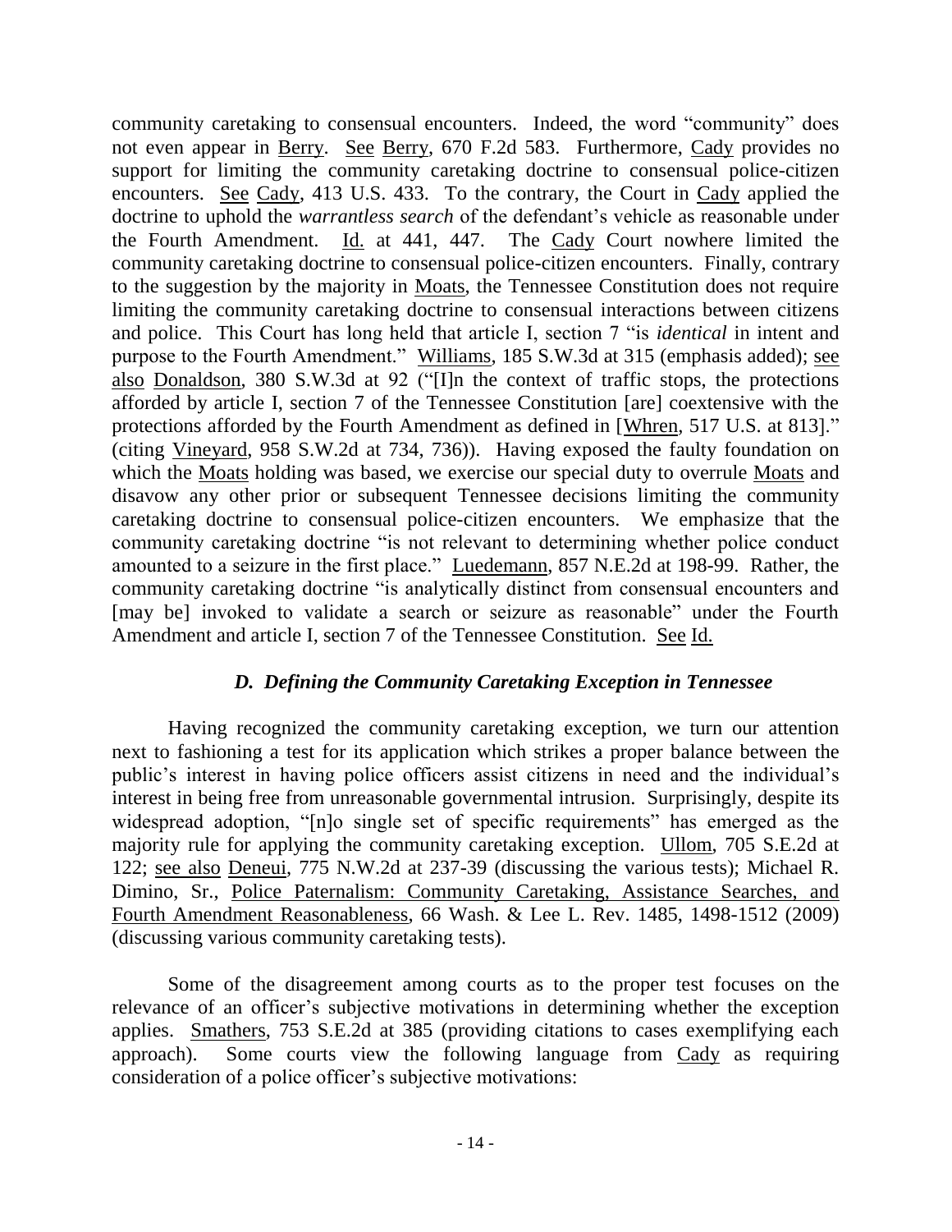community caretaking to consensual encounters. Indeed, the word "community" does not even appear in Berry. See Berry, 670 F.2d 583. Furthermore, Cady provides no support for limiting the community caretaking doctrine to consensual police-citizen encounters. See Cady, 413 U.S. 433. To the contrary, the Court in Cady applied the doctrine to uphold the *warrantless search* of the defendant's vehicle as reasonable under the Fourth Amendment. Id. at 441, 447. The Cady Court nowhere limited the community caretaking doctrine to consensual police-citizen encounters. Finally, contrary to the suggestion by the majority in Moats, the Tennessee Constitution does not require limiting the community caretaking doctrine to consensual interactions between citizens and police. This Court has long held that article I, section 7 "is *identical* in intent and purpose to the Fourth Amendment." Williams, 185 S.W.3d at 315 (emphasis added); see also Donaldson, 380 S.W.3d at 92 ("[I]n the context of traffic stops, the protections afforded by article I, section 7 of the Tennessee Constitution [are] coextensive with the protections afforded by the Fourth Amendment as defined in [Whren, 517 U.S. at 813]." (citing Vineyard, 958 S.W.2d at 734, 736)). Having exposed the faulty foundation on which the Moats holding was based, we exercise our special duty to overrule Moats and disavow any other prior or subsequent Tennessee decisions limiting the community caretaking doctrine to consensual police-citizen encounters. We emphasize that the community caretaking doctrine "is not relevant to determining whether police conduct amounted to a seizure in the first place." Luedemann, 857 N.E.2d at 198-99. Rather, the community caretaking doctrine "is analytically distinct from consensual encounters and [may be] invoked to validate a search or seizure as reasonable" under the Fourth Amendment and article I, section 7 of the Tennessee Constitution. See Id.

### *D. Defining the Community Caretaking Exception in Tennessee*

Having recognized the community caretaking exception, we turn our attention next to fashioning a test for its application which strikes a proper balance between the public's interest in having police officers assist citizens in need and the individual's interest in being free from unreasonable governmental intrusion. Surprisingly, despite its widespread adoption, "[n]o single set of specific requirements" has emerged as the majority rule for applying the community caretaking exception. Ullom, 705 S.E.2d at 122; see also Deneui, 775 N.W.2d at 237-39 (discussing the various tests); Michael R. Dimino, Sr., Police Paternalism: Community Caretaking, Assistance Searches, and Fourth Amendment Reasonableness, 66 Wash. & Lee L. Rev. 1485, 1498-1512 (2009) (discussing various community caretaking tests).

Some of the disagreement among courts as to the proper test focuses on the relevance of an officer's subjective motivations in determining whether the exception applies. Smathers, 753 S.E.2d at 385 (providing citations to cases exemplifying each approach). Some courts view the following language from Cady as requiring consideration of a police officer's subjective motivations: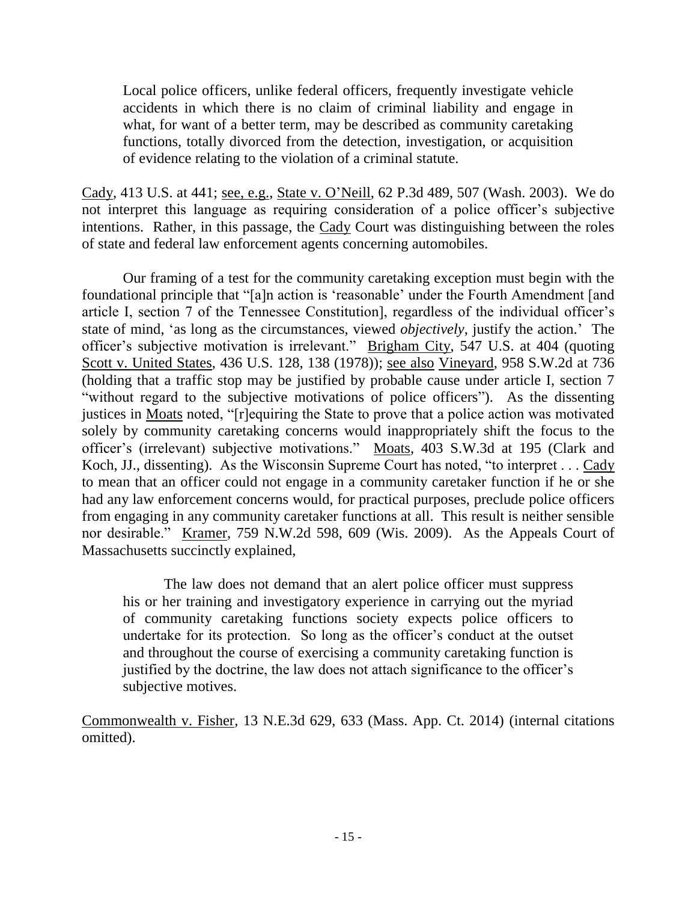> Local police officers, unlike federal officers, frequently investigate vehicle accidents in which there is no claim of criminal liability and engage in what, for want of a better term, may be described as community caretaking functions, totally divorced from the detection, investigation, or acquisition of evidence relating to the violation of a criminal statute.

Cady, 413 U.S. at 441; see, e.g., State v. O'Neill, 62 P.3d 489, 507 (Wash. 2003). We do not interpret this language as requiring consideration of a police officer's subjective intentions. Rather, in this passage, the Cady Court was distinguishing between the roles of state and federal law enforcement agents concerning automobiles.

Our framing of a test for the community caretaking exception must begin with the foundational principle that "[a]n action is 'reasonable' under the Fourth Amendment [and article I, section 7 of the Tennessee Constitution], regardless of the individual officer's state of mind, 'as long as the circumstances, viewed *objectively*, justify the action.' The officer's subjective motivation is irrelevant." Brigham City, 547 U.S. at 404 (quoting Scott v. United States, 436 U.S. 128, 138 (1978)); see also Vineyard, 958 S.W.2d at 736 (holding that a traffic stop may be justified by probable cause under article I, section 7 "without regard to the subjective motivations of police officers"). As the dissenting justices in Moats noted, "[r]equiring the State to prove that a police action was motivated solely by community caretaking concerns would inappropriately shift the focus to the officer's (irrelevant) subjective motivations." Moats, 403 S.W.3d at 195 (Clark and Koch, JJ., dissenting). As the Wisconsin Supreme Court has noted, "to interpret . . . Cady to mean that an officer could not engage in a community caretaker function if he or she had any law enforcement concerns would, for practical purposes, preclude police officers from engaging in any community caretaker functions at all. This result is neither sensible nor desirable." Kramer, 759 N.W.2d 598, 609 (Wis. 2009). As the Appeals Court of Massachusetts succinctly explained,

> The law does not demand that an alert police officer must suppress his or her training and investigatory experience in carrying out the myriad of community caretaking functions society expects police officers to undertake for its protection. So long as the officer's conduct at the outset and throughout the course of exercising a community caretaking function is justified by the doctrine, the law does not attach significance to the officer's subjective motives.

Commonwealth v. Fisher, 13 N.E.3d 629, 633 (Mass. App. Ct. 2014) (internal citations omitted).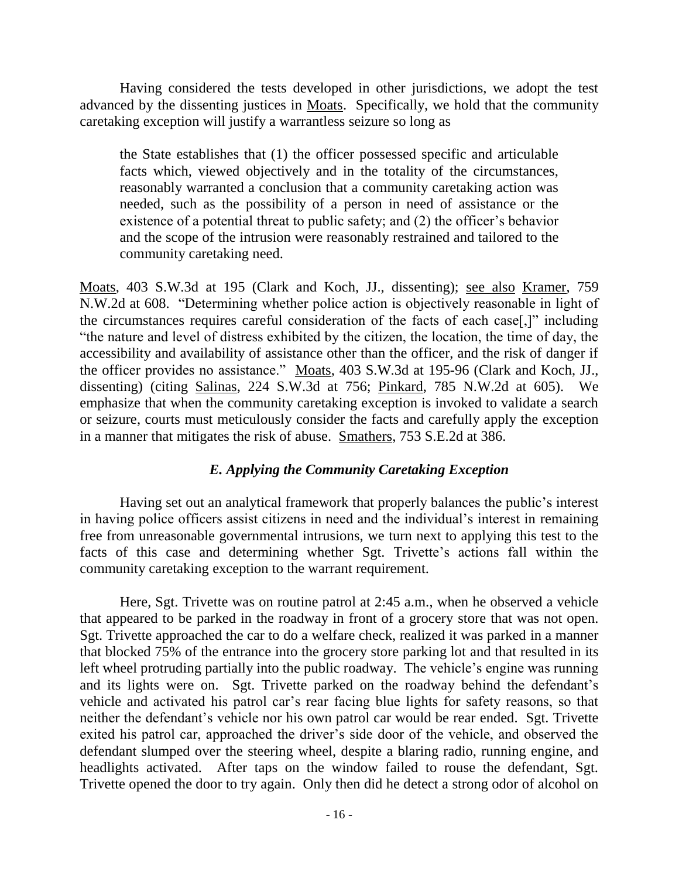Having considered the tests developed in other jurisdictions, we adopt the test advanced by the dissenting justices in Moats. Specifically, we hold that the community caretaking exception will justify a warrantless seizure so long as

> the State establishes that (1) the officer possessed specific and articulable facts which, viewed objectively and in the totality of the circumstances, reasonably warranted a conclusion that a community caretaking action was needed, such as the possibility of a person in need of assistance or the existence of a potential threat to public safety; and (2) the officer's behavior and the scope of the intrusion were reasonably restrained and tailored to the community caretaking need.

Moats, 403 S.W.3d at 195 (Clark and Koch, JJ., dissenting); see also Kramer, 759 N.W.2d at 608. "Determining whether police action is objectively reasonable in light of the circumstances requires careful consideration of the facts of each case[,]" including "the nature and level of distress exhibited by the citizen, the location, the time of day, the accessibility and availability of assistance other than the officer, and the risk of danger if the officer provides no assistance." Moats, 403 S.W.3d at 195-96 (Clark and Koch, JJ., dissenting) (citing Salinas, 224 S.W.3d at 756; Pinkard, 785 N.W.2d at 605). We emphasize that when the community caretaking exception is invoked to validate a search or seizure, courts must meticulously consider the facts and carefully apply the exception in a manner that mitigates the risk of abuse. Smathers, 753 S.E.2d at 386.

### *E. Applying the Community Caretaking Exception*

Having set out an analytical framework that properly balances the public's interest in having police officers assist citizens in need and the individual's interest in remaining free from unreasonable governmental intrusions, we turn next to applying this test to the facts of this case and determining whether Sgt. Trivette's actions fall within the community caretaking exception to the warrant requirement.

Here, Sgt. Trivette was on routine patrol at 2:45 a.m., when he observed a vehicle that appeared to be parked in the roadway in front of a grocery store that was not open. Sgt. Trivette approached the car to do a welfare check, realized it was parked in a manner that blocked 75% of the entrance into the grocery store parking lot and that resulted in its left wheel protruding partially into the public roadway. The vehicle's engine was running and its lights were on. Sgt. Trivette parked on the roadway behind the defendant's vehicle and activated his patrol car's rear facing blue lights for safety reasons, so that neither the defendant's vehicle nor his own patrol car would be rear ended. Sgt. Trivette exited his patrol car, approached the driver's side door of the vehicle, and observed the defendant slumped over the steering wheel, despite a blaring radio, running engine, and headlights activated. After taps on the window failed to rouse the defendant, Sgt. Trivette opened the door to try again. Only then did he detect a strong odor of alcohol on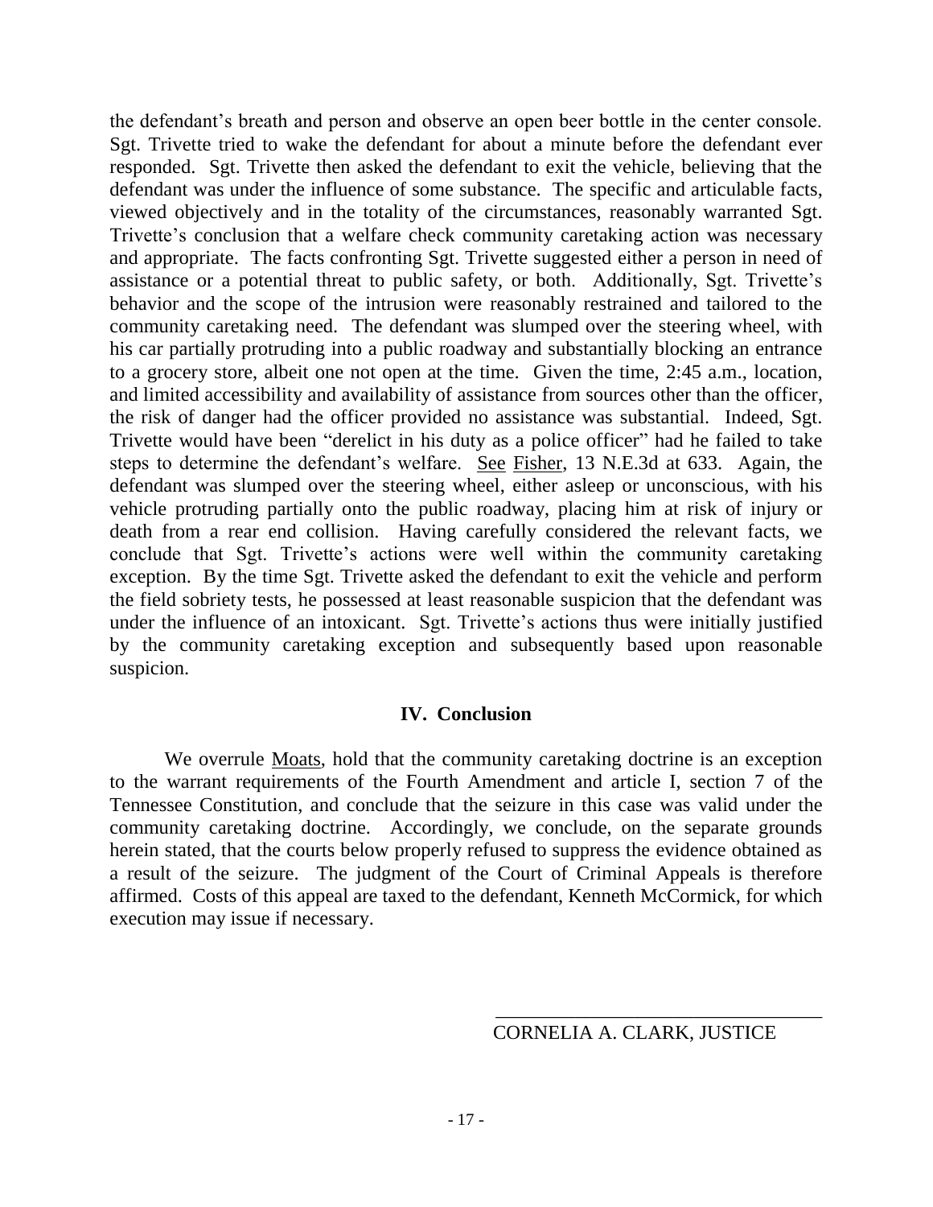the defendant's breath and person and observe an open beer bottle in the center console. Sgt. Trivette tried to wake the defendant for about a minute before the defendant ever responded. Sgt. Trivette then asked the defendant to exit the vehicle, believing that the defendant was under the influence of some substance. The specific and articulable facts, viewed objectively and in the totality of the circumstances, reasonably warranted Sgt. Trivette's conclusion that a welfare check community caretaking action was necessary and appropriate. The facts confronting Sgt. Trivette suggested either a person in need of assistance or a potential threat to public safety, or both. Additionally, Sgt. Trivette's behavior and the scope of the intrusion were reasonably restrained and tailored to the community caretaking need. The defendant was slumped over the steering wheel, with his car partially protruding into a public roadway and substantially blocking an entrance to a grocery store, albeit one not open at the time. Given the time, 2:45 a.m., location, and limited accessibility and availability of assistance from sources other than the officer, the risk of danger had the officer provided no assistance was substantial. Indeed, Sgt. Trivette would have been "derelict in his duty as a police officer" had he failed to take steps to determine the defendant's welfare. See Fisher, 13 N.E.3d at 633. Again, the defendant was slumped over the steering wheel, either asleep or unconscious, with his vehicle protruding partially onto the public roadway, placing him at risk of injury or death from a rear end collision. Having carefully considered the relevant facts, we conclude that Sgt. Trivette's actions were well within the community caretaking exception. By the time Sgt. Trivette asked the defendant to exit the vehicle and perform the field sobriety tests, he possessed at least reasonable suspicion that the defendant was under the influence of an intoxicant. Sgt. Trivette's actions thus were initially justified by the community caretaking exception and subsequently based upon reasonable suspicion.

## IV. Conclusion

We overrule Moats, hold that the community caretaking doctrine is an exception to the warrant requirements of the Fourth Amendment and article I, section 7 of the Tennessee Constitution, and conclude that the seizure in this case was valid under the community caretaking doctrine. Accordingly, we conclude, on the separate grounds herein stated, that the courts below properly refused to suppress the evidence obtained as a result of the seizure. The judgment of the Court of Criminal Appeals is therefore affirmed. Costs of this appeal are taxed to the defendant, Kenneth McCormick, for which execution may issue if necessary.

CORNELIA A. CLARK, JUSTICE